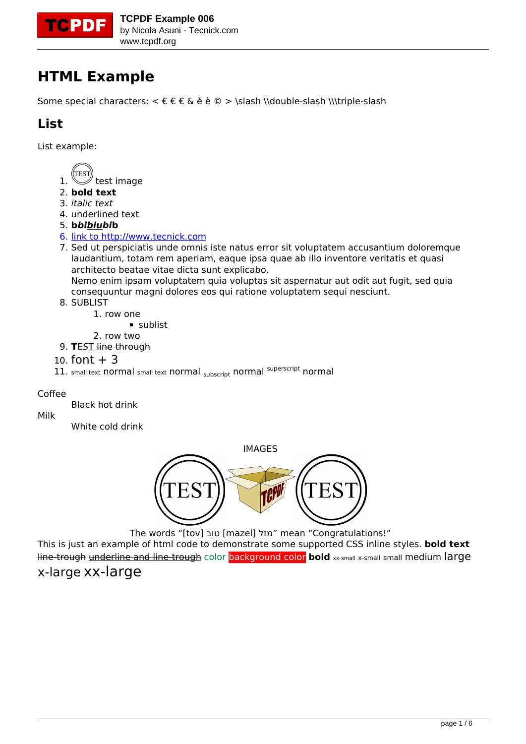# HTML Example

Some special characters: < € € € & è è © > \slash \\double-slash \\\triple-slash

## List

List example:

1. test image
2. **bold text**
3. *italic text*
4. underlined text
5. **b*bi*biu*bi*b**
6. [link to http://www.tecnick.com](http://www.tecnick.com)
7. Sed ut perspiciatis unde omnis iste natus error sit voluptatem accusantium doloremque laudantium, totam rem aperiam, eaque ipsa quae ab illo inventore veritatis et quasi architecto beatae vitae dicta sunt explicabo.
   Nemo enim ipsam voluptatem quia voluptas sit aspernatur aut odit aut fugit, sed quia consequuntur magni dolores eos qui ratione voluptatem sequi nesciunt.
8. SUBLIST
   1. row one
      - sublist
   2. row two
9. **T**ES*T* ~~line through~~
10. font + 3
11. small text normal small text normal subscript normal superscript normal

Coffee
: Black hot drink

Milk
: White cold drink

IMAGES

The words “[tov] טוב [mazel] מזל” mean “Congratulations!”

This is just an example of html code to demonstrate some supported CSS inline styles. **bold text** ~~line-trough~~ ~~underline and line-trough~~ color background color **bold** xx-small x-small small medium large x-large xx-large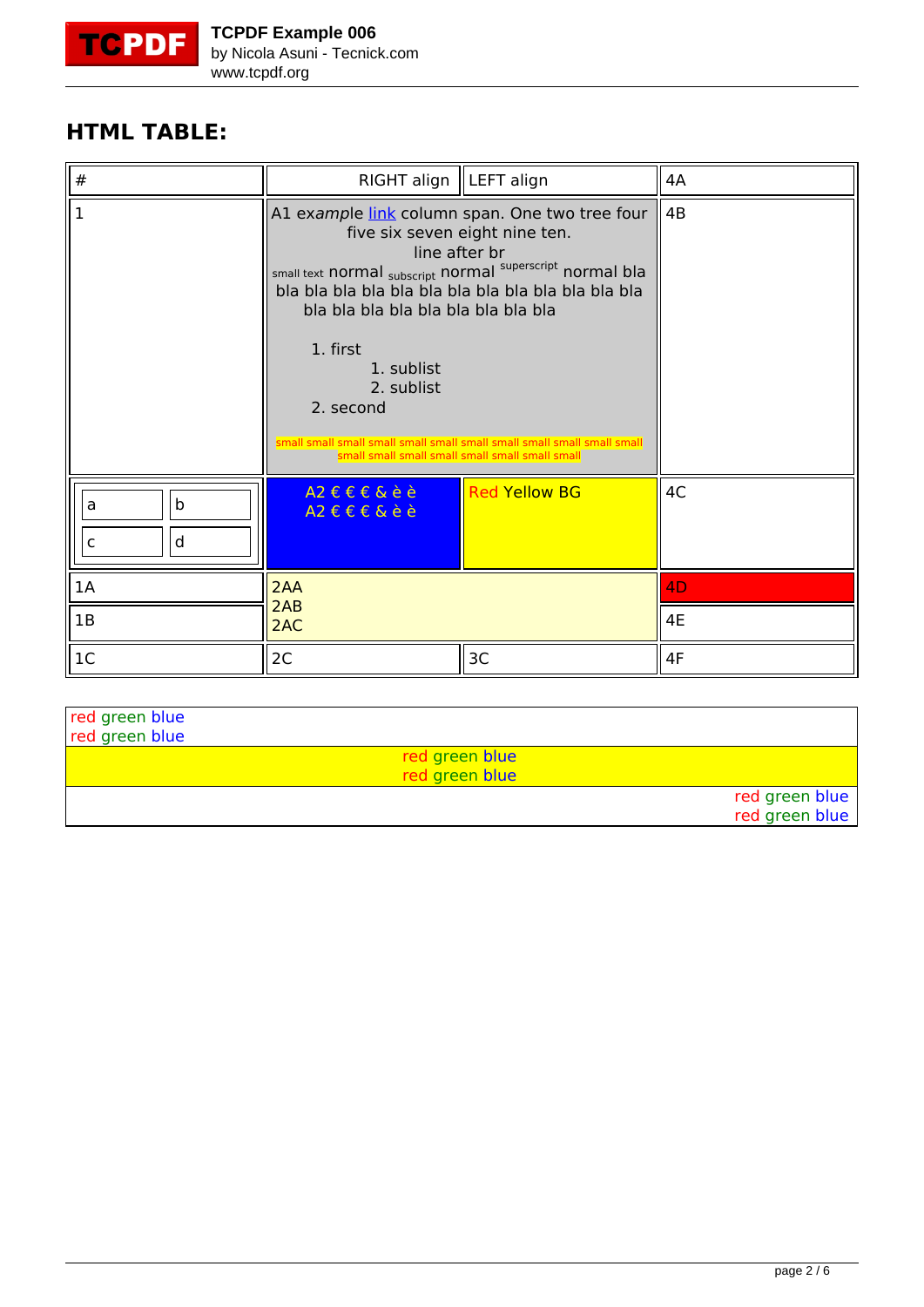## HTML TABLE:

| # | RIGHT align | LEFT align | 4A |
|---|---|---|---|
| 1 | A1 ex*ample* link column span. One two tree four five six seven eight nine ten. line after br small text normal subscript normal superscript normal bla bla bla bla bla bla bla bla bla bla bla bla bla bla bla bla bla bla bla bla bla bla 1. first 1. sublist 2. sublist 2. second small small small small small small small small small small small small small small small small small small small small small | | 4B |
| a b c d | A2 € € € & è è A2 € € € & è è | Red Yellow BG | 4C |
| 1A | 2AA 2AB 2AC | | 4D |
| 1B | | | 4E |
| 1C | 2C | 3C | 4F |

| |
|---|
| red green blue red green blue |
| red green blue red green blue |
| red green blue red green blue |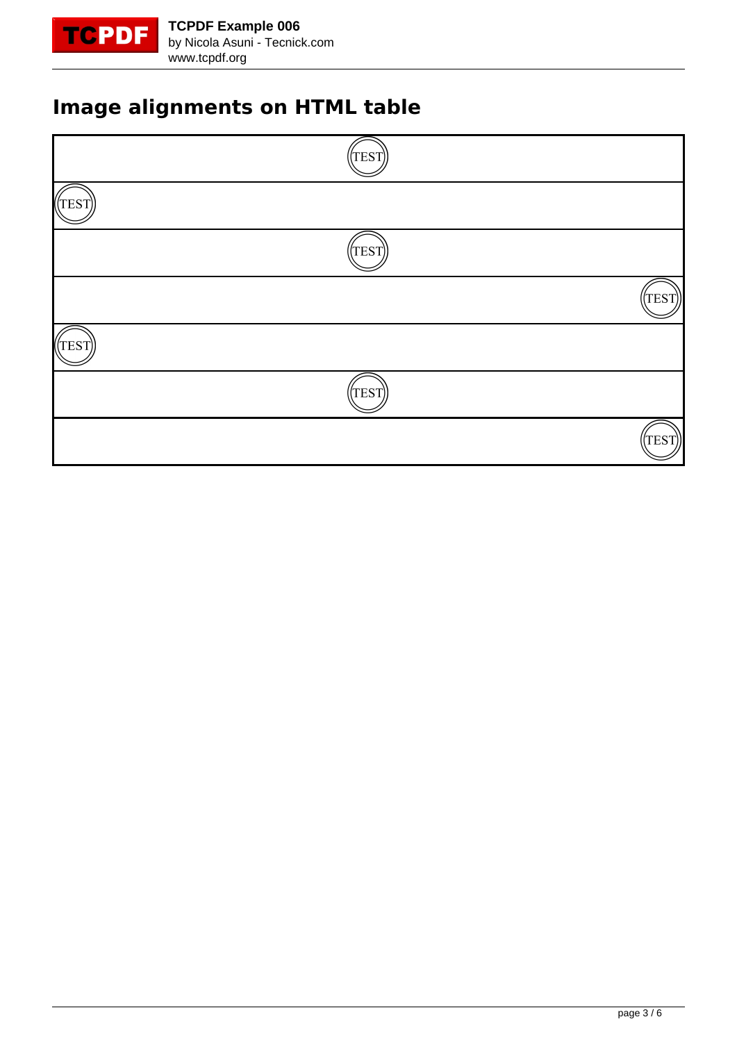# Image alignments on HTML table

| |
|---|
| TEST |
| TEST |
| TEST |
| TEST |
| TEST |
| TEST |
| TEST |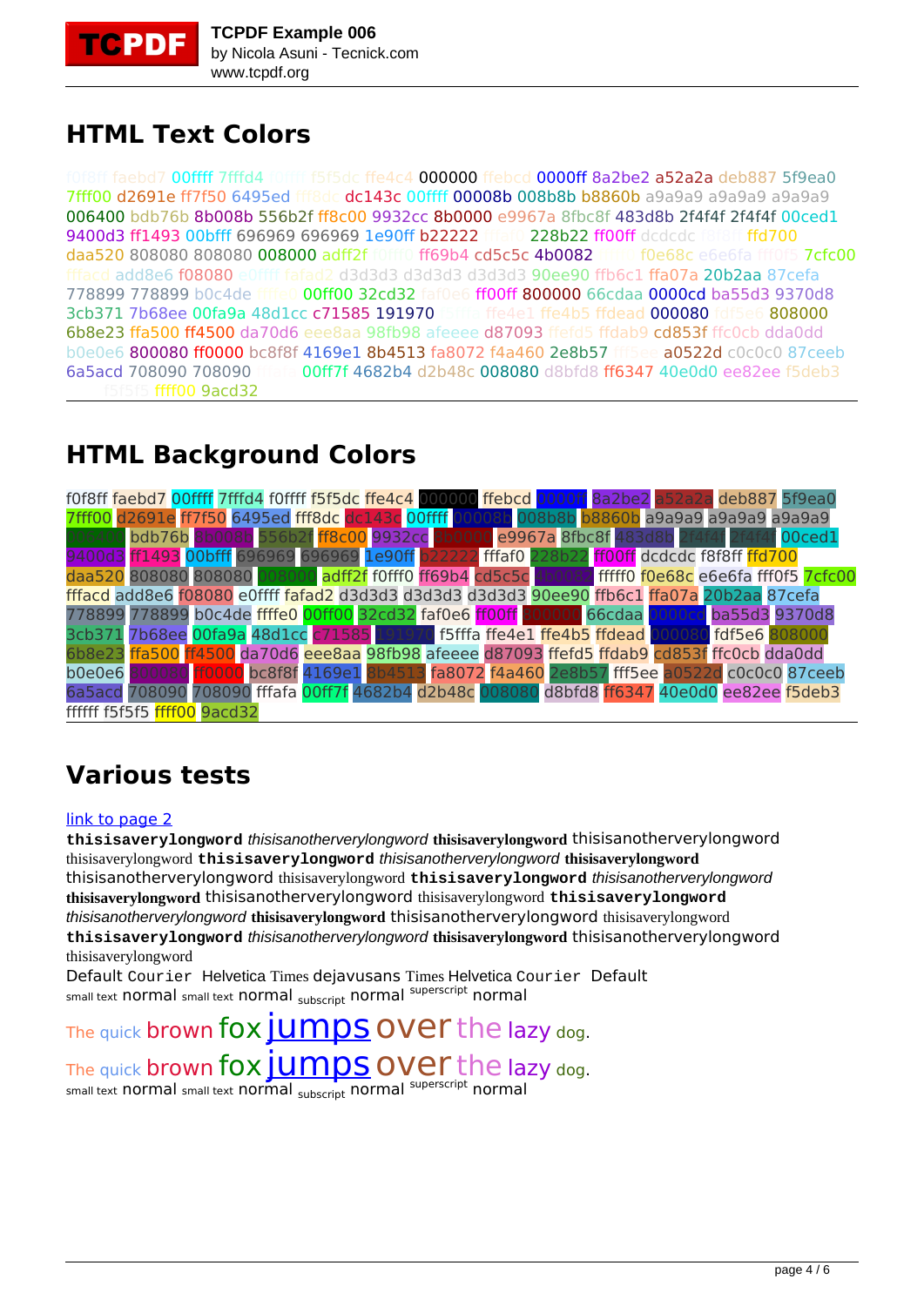## HTML Text Colors

f0f8ff faebd7 00ffff 7fffd4 f0ffff f5f5dc ffe4c4 000000 ffebcd 0000ff 8a2be2 a52a2a deb887 5f9ea0 7fff00 d2691e ff7f50 6495ed fff8dc dc143c 00ffff 00008b 008b8b b8860b a9a9a9 a9a9a9 a9a9a9 006400 bdb76b 8b008b 556b2f ff8c00 9932cc 8b0000 e9967a 8fbc8f 483d8b 2f4f4f 2f4f4f 00ced1 9400d3 ff1493 00bfff 696969 696969 1e90ff b22222 fffaf0 228b22 ff00ff dcdcdc f8f8ff ffd700 daa520 808080 808080 008000 adff2f f0fff0 ff69b4 cd5c5c 4b0082 fffff0 f0e68c e6e6fa fff0f5 7cfc00 fffacd add8e6 f08080 e0ffff fafad2 d3d3d3 d3d3d3 d3d3d3 90ee90 ffb6c1 ffa07a 20b2aa 87cefa 778899 778899 b0c4de ffffe0 00ff00 32cd32 faf0e6 ff00ff 800000 66cdaa 0000cd ba55d3 9370d8 3cb371 7b68ee 00fa9a 48d1cc c71585 191970 f5fffa ffe4e1 ffe4b5 ffdead 000080 fdf5e6 808000 6b8e23 ffa500 ff4500 da70d6 eee8aa 98fb98 afeeee d87093 ffefd5 ffdab9 cd853f ffc0cb dda0dd b0e0e6 800080 ff0000 bc8f8f 4169e1 8b4513 fa8072 f4a460 2e8b57 fff5ee a0522d c0c0c0 87ceeb 6a5acd 708090 708090 fffafa 00ff7f 4682b4 d2b48c 008080 d8bfd8 ff6347 40e0d0 ee82ee f5deb3 ffffff f5f5f5 ffff00 9acd32

## HTML Background Colors

f0f8ff faebd7 00ffff 7fffd4 f0ffff f5f5dc ffe4c4 000000 ffebcd 0000ff 8a2be2 a52a2a deb887 5f9ea0 7fff00 d2691e ff7f50 6495ed fff8dc dc143c 00ffff 00008b 008b8b b8860b a9a9a9 a9a9a9 a9a9a9 006400 bdb76b 8b008b 556b2f ff8c00 9932cc 8b0000 e9967a 8fbc8f 483d8b 2f4f4f 2f4f4f 00ced1 9400d3 ff1493 00bfff 696969 696969 1e90ff b22222 fffaf0 228b22 ff00ff dcdcdc f8f8ff ffd700 daa520 808080 808080 008000 adff2f f0fff0 ff69b4 cd5c5c 4b0082 fffff0 f0e68c e6e6fa fff0f5 7cfc00 fffacd add8e6 f08080 e0ffff fafad2 d3d3d3 d3d3d3 d3d3d3 90ee90 ffb6c1 ffa07a 20b2aa 87cefa 778899 778899 b0c4de ffffe0 00ff00 32cd32 faf0e6 ff00ff 800000 66cdaa 0000cd ba55d3 9370d8 3cb371 7b68ee 00fa9a 48d1cc c71585 191970 f5fffa ffe4e1 ffe4b5 ffdead 000080 fdf5e6 808000 6b8e23 ffa500 ff4500 da70d6 eee8aa 98fb98 afeeee d87093 ffefd5 ffdab9 cd853f ffc0cb dda0dd b0e0e6 800080 ff0000 bc8f8f 4169e1 8b4513 fa8072 f4a460 2e8b57 fff5ee a0522d c0c0c0 87ceeb 6a5acd 708090 708090 fffafa 00ff7f 4682b4 d2b48c 008080 d8bfd8 ff6347 40e0d0 ee82ee f5deb3 ffffff f5f5f5 ffff00 9acd32

## Various tests

[link to page 2]

**thisisaverylongword** *thisisanotherverylongword* **thisisaverylongword** thisisanotherverylongword thisisaverylongword **thisisaverylongword** *thisisanotherverylongword* **thisisaverylongword** thisisanotherverylongword thisisaverylongword **thisisaverylongword** *thisisanotherverylongword* **thisisaverylongword** thisisanotherverylongword thisisaverylongword **thisisaverylongword** *thisisanotherverylongword* **thisisaverylongword** thisisanotherverylongword thisisaverylongword **thisisaverylongword** *thisisanotherverylongword* **thisisaverylongword** thisisanotherverylongword thisisaverylongword

Default Courier Helvetica Times dejavusans Times Helvetica Courier Default

small text normal small text normal $_{\text{subscript}}$ normal $^{\text{superscript}}$ normal

The quick brown fox jumps over the lazy dog.

The quick brown fox jumps over the lazy dog.

small text normal small text normal $_{\text{subscript}}$ normal $^{\text{superscript}}$ normal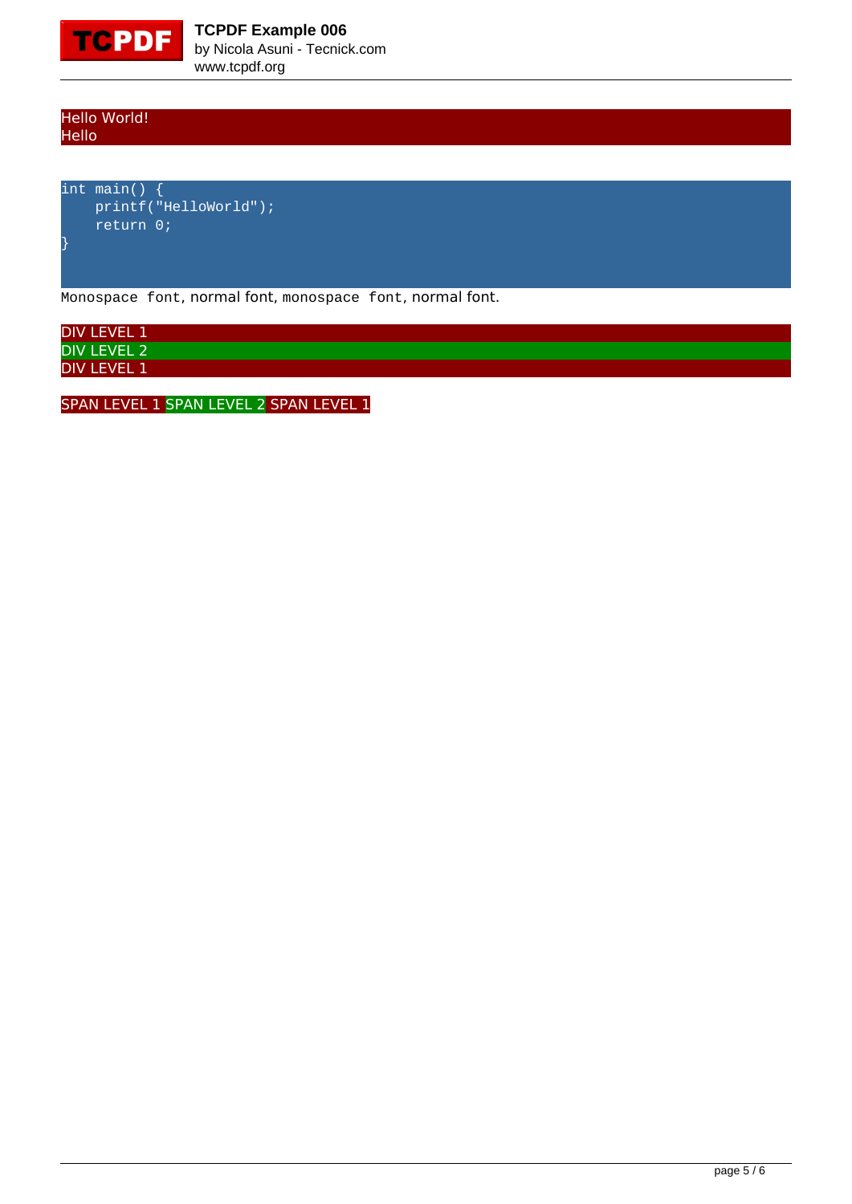Hello World!
Hello

```
int main() {
    printf("HelloWorld");
    return 0;
}
```

`Monospace font`, normal font, `monospace font`, normal font.

DIV LEVEL 1
DIV LEVEL 2
DIV LEVEL 1

SPAN LEVEL 1 SPAN LEVEL 2 SPAN LEVEL 1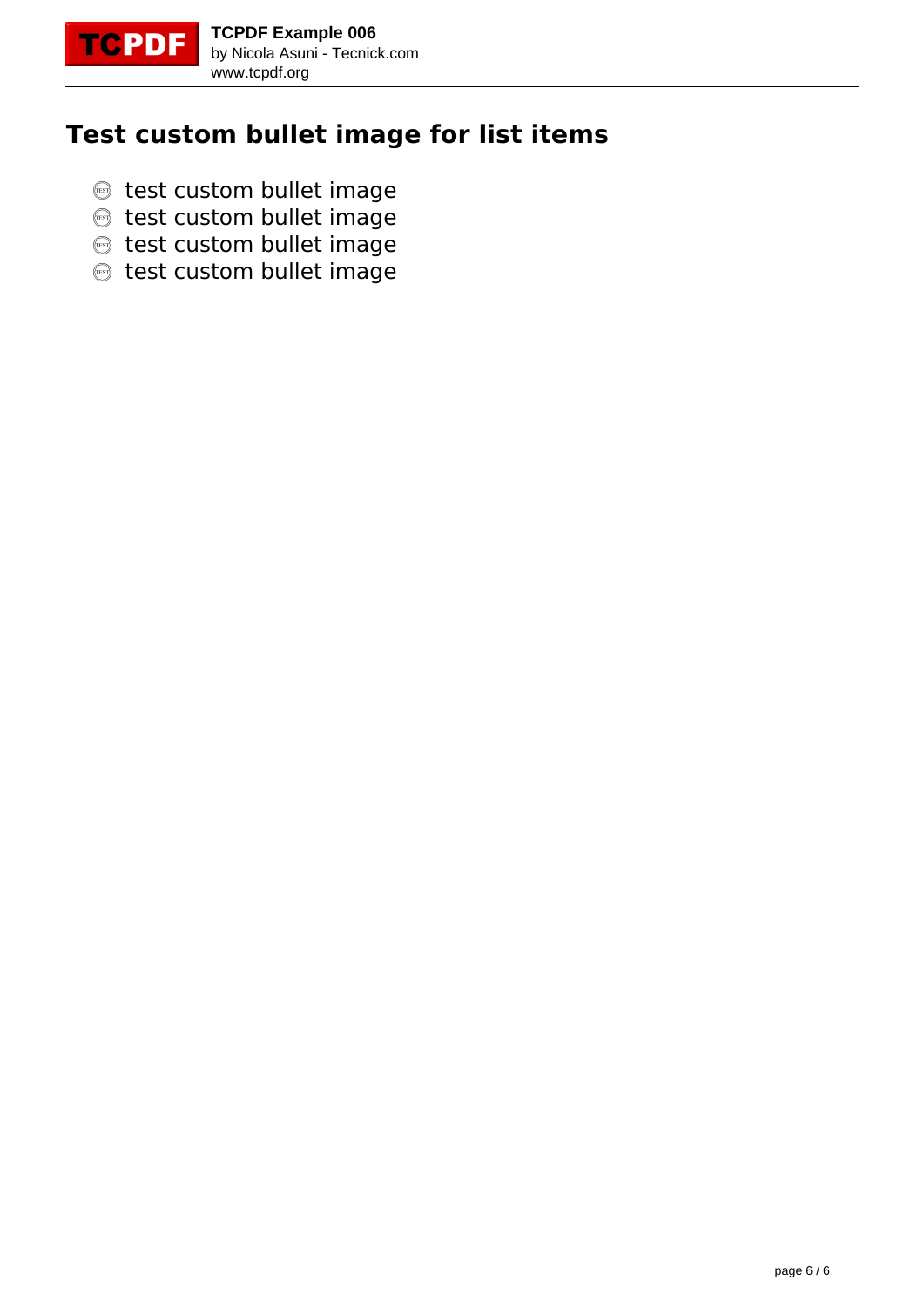## Test custom bullet image for list items

- test custom bullet image
- test custom bullet image
- test custom bullet image
- test custom bullet image